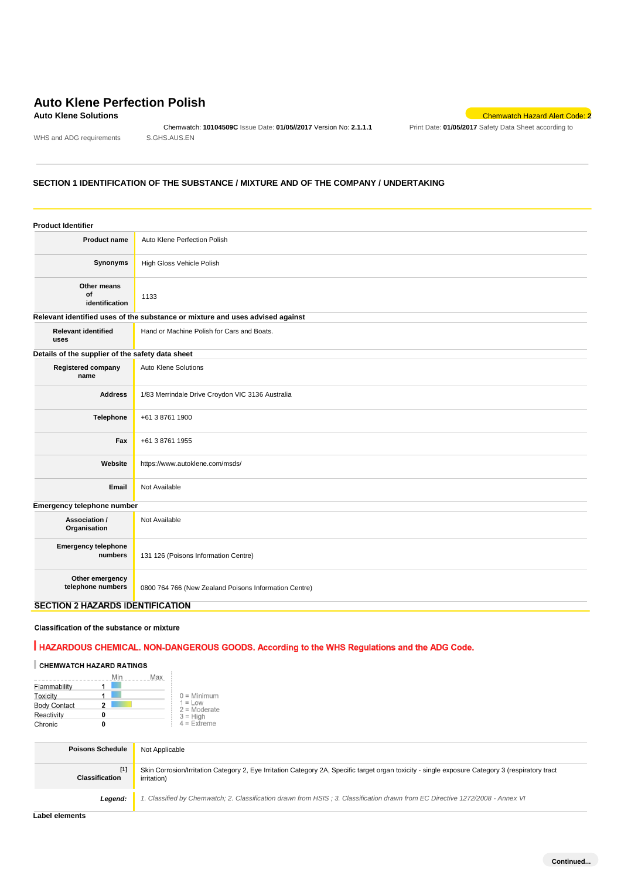# Auto Klene Perfection Polish

**Auto Klene Solutions**

Chemwatch Hazard Alert Code: **2**

Chemwatch: **10104509C** Issue Date: **01/05//2017** Version No: **2.1.1.1**
Print Date: **01/05/2017** Safety Data Sheet according to WHS and ADG requirements S.GHS.AUS.EN

## SECTION 1 IDENTIFICATION OF THE SUBSTANCE / MIXTURE AND OF THE COMPANY / UNDERTAKING

### Product Identifier

| | |
|---|---|
| **Product name** | Auto Klene Perfection Polish |
| **Synonyms** | High Gloss Vehicle Polish |
| **Other means of identification** | 1133 |

### Relevant identified uses of the substance or mixture and uses advised against

| | |
|---|---|
| **Relevant identified uses** | Hand or Machine Polish for Cars and Boats. |

### Details of the supplier of the safety data sheet

| | |
|---|---|
| **Registered company name** | Auto Klene Solutions |
| **Address** | 1/83 Merrindale Drive Croydon VIC 3136 Australia |
| **Telephone** | +61 3 8761 1900 |
| **Fax** | +61 3 8761 1955 |
| **Website** | https://www.autoklene.com/msds/ |
| **Email** | Not Available |

### Emergency telephone number

| | |
|---|---|
| **Association / Organisation** | Not Available |
| **Emergency telephone numbers** | 131 126 (Poisons Information Centre) |
| **Other emergency telephone numbers** | 0800 764 766 (New Zealand Poisons Information Centre) |

## SECTION 2 HAZARDS IDENTIFICATION

### Classification of the substance or mixture

**HAZARDOUS CHEMICAL. NON-DANGEROUS GOODS. According to the WHS Regulations and the ADG Code.**

**CHEMWATCH HAZARD RATINGS**

| | Rating |
|---|---|
| Flammability | 1 |
| Toxicity | 1 |
| Body Contact | 2 |
| Reactivity | 0 |
| Chronic | 0 |

0 = Minimum
1 = Low
2 = Moderate
3 = High
4 = Extreme

| | |
|---|---|
| **Poisons Schedule** | Not Applicable |
| **Classification** [1] | Skin Corrosion/Irritation Category 2, Eye Irritation Category 2A, Specific target organ toxicity - single exposure Category 3 (respiratory tract irritation) |
| ***Legend:*** | *1. Classified by Chemwatch; 2. Classification drawn from HSIS ; 3. Classification drawn from EC Directive 1272/2008 - Annex VI* |

### Label elements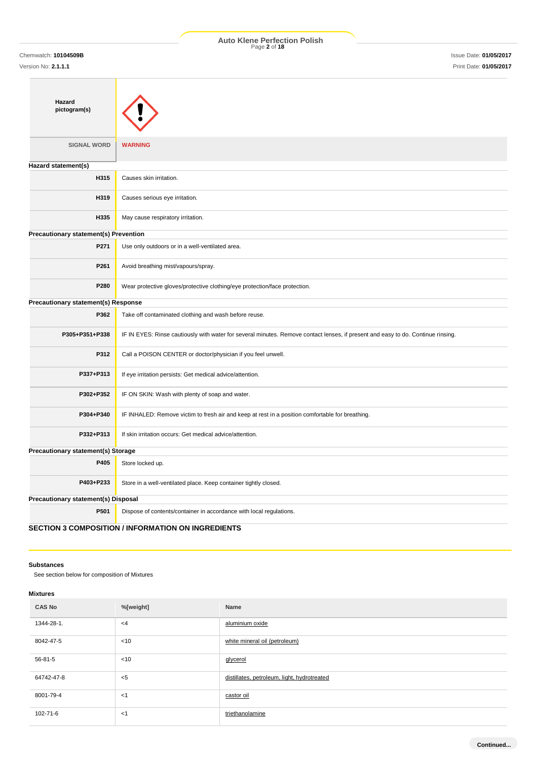| | |
|---|---|
| **Hazard pictogram(s)** | |
| SIGNAL WORD | **WARNING** |

**Hazard statement(s)**

| | |
|---|---|
| **H315** | Causes skin irritation. |
| **H319** | Causes serious eye irritation. |
| **H335** | May cause respiratory irritation. |

**Precautionary statement(s) Prevention**

| | |
|---|---|
| **P271** | Use only outdoors or in a well-ventilated area. |
| **P261** | Avoid breathing mist/vapours/spray. |
| **P280** | Wear protective gloves/protective clothing/eye protection/face protection. |

**Precautionary statement(s) Response**

| | |
|---|---|
| **P362** | Take off contaminated clothing and wash before reuse. |
| **P305+P351+P338** | IF IN EYES: Rinse cautiously with water for several minutes. Remove contact lenses, if present and easy to do. Continue rinsing. |
| **P312** | Call a POISON CENTER or doctor/physician if you feel unwell. |
| **P337+P313** | If eye irritation persists: Get medical advice/attention. |
| **P302+P352** | IF ON SKIN: Wash with plenty of soap and water. |
| **P304+P340** | IF INHALED: Remove victim to fresh air and keep at rest in a position comfortable for breathing. |
| **P332+P313** | If skin irritation occurs: Get medical advice/attention. |

**Precautionary statement(s) Storage**

| | |
|---|---|
| **P405** | Store locked up. |
| **P403+P233** | Store in a well-ventilated place. Keep container tightly closed. |

**Precautionary statement(s) Disposal**

| | |
|---|---|
| **P501** | Dispose of contents/container in accordance with local regulations. |

## SECTION 3 COMPOSITION / INFORMATION ON INGREDIENTS

### Substances

See section below for composition of Mixtures

### Mixtures

| CAS No | %[weight] | Name |
|---|---|---|
| 1344-28-1. | <4 | aluminium oxide |
| 8042-47-5 | <10 | white mineral oil (petroleum) |
| 56-81-5 | <10 | glycerol |
| 64742-47-8 | <5 | distillates, petroleum, light, hydrotreated |
| 8001-79-4 | <1 | castor oil |
| 102-71-6 | <1 | triethanolamine |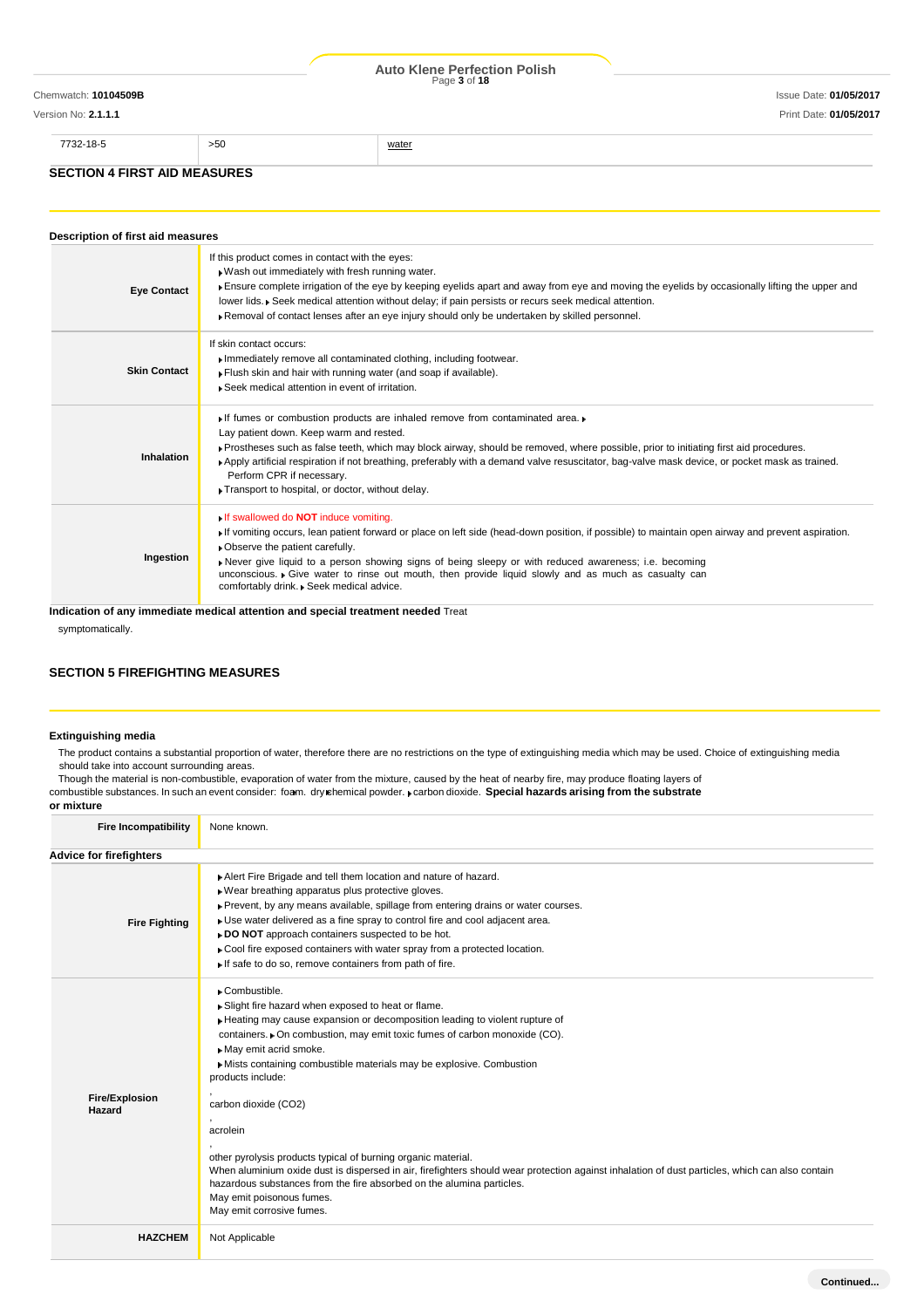| 7732-18-5 | >50 | water |
|---|---|---|

## SECTION 4 FIRST AID MEASURES

### Description of first aid measures

| | |
|---|---|
| **Eye Contact** | If this product comes in contact with the eyes:<br>▶ Wash out immediately with fresh running water.<br>▶ Ensure complete irrigation of the eye by keeping eyelids apart and away from eye and moving the eyelids by occasionally lifting the upper and lower lids. ▶ Seek medical attention without delay; if pain persists or recurs seek medical attention.<br>▶ Removal of contact lenses after an eye injury should only be undertaken by skilled personnel. |
| **Skin Contact** | If skin contact occurs:<br>▶ Immediately remove all contaminated clothing, including footwear.<br>▶ Flush skin and hair with running water (and soap if available).<br>▶ Seek medical attention in event of irritation. |
| **Inhalation** | ▶ If fumes or combustion products are inhaled remove from contaminated area. ▶ Lay patient down. Keep warm and rested.<br>▶ Prostheses such as false teeth, which may block airway, should be removed, where possible, prior to initiating first aid procedures.<br>▶ Apply artificial respiration if not breathing, preferably with a demand valve resuscitator, bag-valve mask device, or pocket mask as trained. Perform CPR if necessary.<br>▶ Transport to hospital, or doctor, without delay. |
| **Ingestion** | ▶ If swallowed do **NOT** induce vomiting.<br>▶ If vomiting occurs, lean patient forward or place on left side (head-down position, if possible) to maintain open airway and prevent aspiration.<br>▶ Observe the patient carefully.<br>▶ Never give liquid to a person showing signs of being sleepy or with reduced awareness; i.e. becoming unconscious. ▶ Give water to rinse out mouth, then provide liquid slowly and as much as casualty can comfortably drink. ▶ Seek medical advice. |

**Indication of any immediate medical attention and special treatment needed** Treat symptomatically.

## SECTION 5 FIREFIGHTING MEASURES

### Extinguishing media

The product contains a substantial proportion of water, therefore there are no restrictions on the type of extinguishing media which may be used. Choice of extinguishing media should take into account surrounding areas.

Though the material is non-combustible, evaporation of water from the mixture, caused by the heat of nearby fire, may produce floating layers of combustible substances. In such an event consider: foam. dry chemical powder. ▶ carbon dioxide. **Special hazards arising from the substrate or mixture**

| | |
|---|---|
| **Fire Incompatibility** | None known. |

### Advice for firefighters

| | |
|---|---|
| **Fire Fighting** | ▶ Alert Fire Brigade and tell them location and nature of hazard.<br>▶ Wear breathing apparatus plus protective gloves.<br>▶ Prevent, by any means available, spillage from entering drains or water courses.<br>▶ Use water delivered as a fine spray to control fire and cool adjacent area.<br>▶ **DO NOT** approach containers suspected to be hot.<br>▶ Cool fire exposed containers with water spray from a protected location.<br>▶ If safe to do so, remove containers from path of fire. |
| **Fire/Explosion Hazard** | ▶ Combustible.<br>▶ Slight fire hazard when exposed to heat or flame.<br>▶ Heating may cause expansion or decomposition leading to violent rupture of containers. ▶ On combustion, may emit toxic fumes of carbon monoxide (CO).<br>▶ May emit acrid smoke.<br>▶ Mists containing combustible materials may be explosive. Combustion products include:<br>,<br>carbon dioxide ($CO_2$)<br>,<br>acrolein<br>,<br>other pyrolysis products typical of burning organic material.<br>When aluminium oxide dust is dispersed in air, firefighters should wear protection against inhalation of dust particles, which can also contain hazardous substances from the fire absorbed on the alumina particles.<br>May emit poisonous fumes.<br>May emit corrosive fumes. |
| **HAZCHEM** | Not Applicable |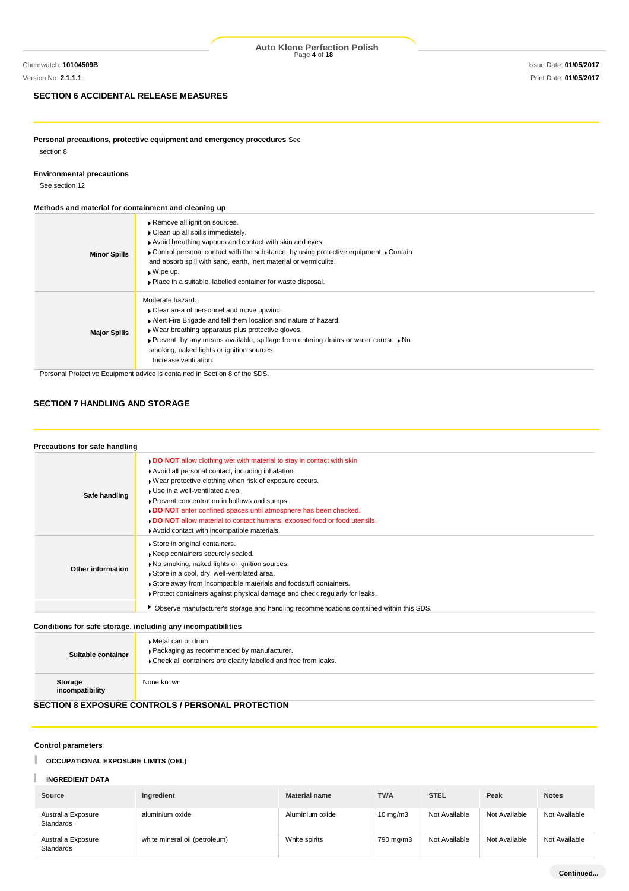## SECTION 6 ACCIDENTAL RELEASE MEASURES

**Personal precautions, protective equipment and emergency procedures** See section 8

**Environmental precautions**

See section 12

**Methods and material for containment and cleaning up**

| | |
|---|---|
| **Minor Spills** | Remove all ignition sources.<br>Clean up all spills immediately.<br>Avoid breathing vapours and contact with skin and eyes.<br>Control personal contact with the substance, by using protective equipment. Contain and absorb spill with sand, earth, inert material or vermiculite.<br>Wipe up.<br>Place in a suitable, labelled container for waste disposal. |
| **Major Spills** | Moderate hazard.<br>Clear area of personnel and move upwind.<br>Alert Fire Brigade and tell them location and nature of hazard.<br>Wear breathing apparatus plus protective gloves.<br>Prevent, by any means available, spillage from entering drains or water course. No smoking, naked lights or ignition sources.<br>Increase ventilation. |

Personal Protective Equipment advice is contained in Section 8 of the SDS.

## SECTION 7 HANDLING AND STORAGE

**Precautions for safe handling**

| | |
|---|---|
| **Safe handling** | **DO NOT** allow clothing wet with material to stay in contact with skin<br>Avoid all personal contact, including inhalation.<br>Wear protective clothing when risk of exposure occurs.<br>Use in a well-ventilated area.<br>Prevent concentration in hollows and sumps.<br>**DO NOT** enter confined spaces until atmosphere has been checked.<br>**DO NOT** allow material to contact humans, exposed food or food utensils.<br>Avoid contact with incompatible materials. |
| **Other information** | Store in original containers.<br>Keep containers securely sealed.<br>No smoking, naked lights or ignition sources.<br>Store in a cool, dry, well-ventilated area.<br>Store away from incompatible materials and foodstuff containers.<br>Protect containers against physical damage and check regularly for leaks. |
| | Observe manufacturer's storage and handling recommendations contained within this SDS. |

**Conditions for safe storage, including any incompatibilities**

| | |
|---|---|
| **Suitable container** | Metal can or drum<br>Packaging as recommended by manufacturer.<br>Check all containers are clearly labelled and free from leaks. |
| **Storage incompatibility** | None known |

## SECTION 8 EXPOSURE CONTROLS / PERSONAL PROTECTION

**Control parameters**

**OCCUPATIONAL EXPOSURE LIMITS (OEL)**

**INGREDIENT DATA**

| Source | Ingredient | Material name | TWA | STEL | Peak | Notes |
|---|---|---|---|---|---|---|
| Australia Exposure Standards | aluminium oxide | Aluminium oxide | 10 mg/m3 | Not Available | Not Available | Not Available |
| Australia Exposure Standards | white mineral oil (petroleum) | White spirits | 790 mg/m3 | Not Available | Not Available | Not Available |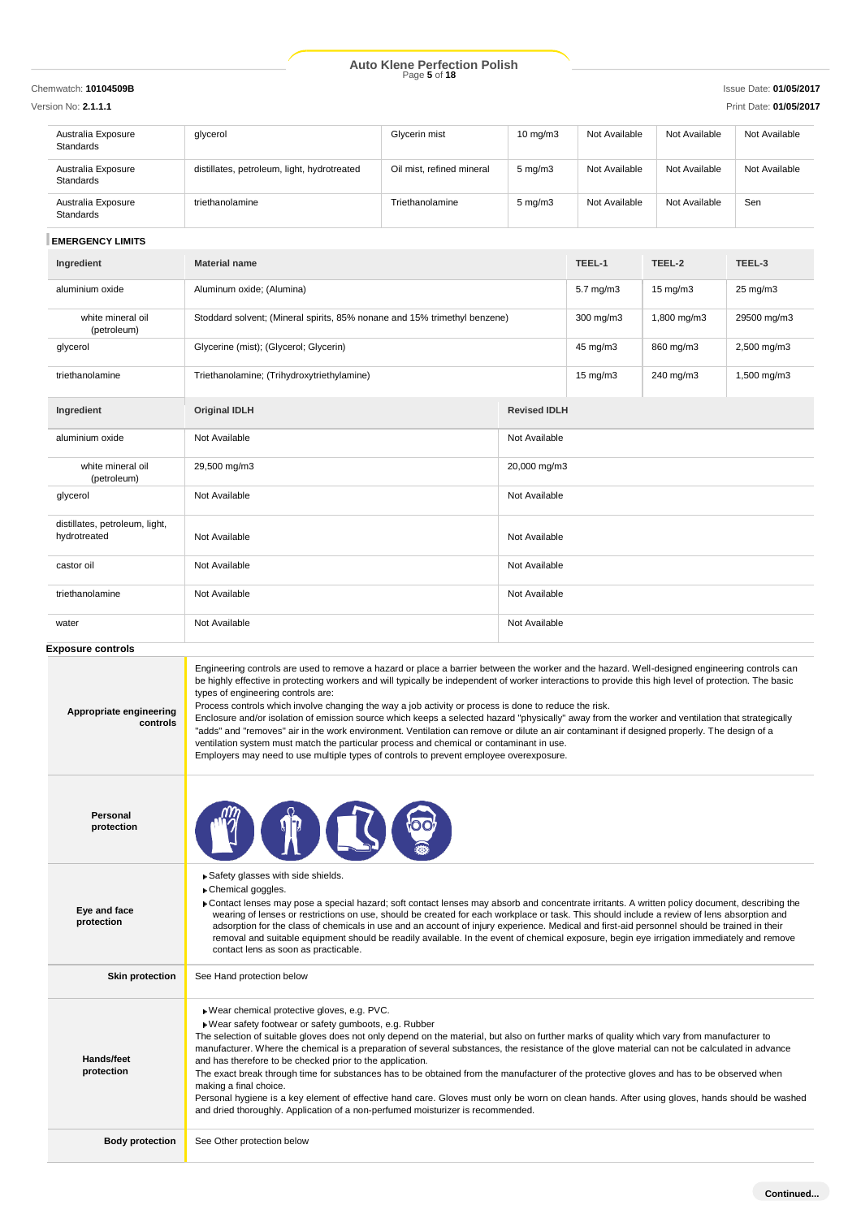| | | | | | | |
|---|---|---|---|---|---|---|
| Australia Exposure Standards | glycerol | Glycerin mist | 10 mg/m3 | Not Available | Not Available | Not Available |
| Australia Exposure Standards | distillates, petroleum, light, hydrotreated | Oil mist, refined mineral | 5 mg/m3 | Not Available | Not Available | Not Available |
| Australia Exposure Standards | triethanolamine | Triethanolamine | 5 mg/m3 | Not Available | Not Available | Sen |

### EMERGENCY LIMITS

| Ingredient | Material name | TEEL-1 | TEEL-2 | TEEL-3 |
|---|---|---|---|---|
| aluminium oxide | Aluminum oxide; (Alumina) | 5.7 mg/m3 | 15 mg/m3 | 25 mg/m3 |
| white mineral oil (petroleum) | Stoddard solvent; (Mineral spirits, 85% nonane and 15% trimethyl benzene) | 300 mg/m3 | 1,800 mg/m3 | 29500 mg/m3 |
| glycerol | Glycerine (mist); (Glycerol; Glycerin) | 45 mg/m3 | 860 mg/m3 | 2,500 mg/m3 |
| triethanolamine | Triethanolamine; (Trihydroxytriethylamine) | 15 mg/m3 | 240 mg/m3 | 1,500 mg/m3 |

| Ingredient | Original IDLH | Revised IDLH |
|---|---|---|
| aluminium oxide | Not Available | Not Available |
| white mineral oil (petroleum) | 29,500 mg/m3 | 20,000 mg/m3 |
| glycerol | Not Available | Not Available |
| distillates, petroleum, light, hydrotreated | Not Available | Not Available |
| castor oil | Not Available | Not Available |
| triethanolamine | Not Available | Not Available |
| water | Not Available | Not Available |

### Exposure controls

**Appropriate engineering controls**

Engineering controls are used to remove a hazard or place a barrier between the worker and the hazard. Well-designed engineering controls can be highly effective in protecting workers and will typically be independent of worker interactions to provide this high level of protection. The basic types of engineering controls are:
Process controls which involve changing the way a job activity or process is done to reduce the risk.
Enclosure and/or isolation of emission source which keeps a selected hazard "physically" away from the worker and ventilation that strategically "adds" and "removes" air in the work environment. Ventilation can remove or dilute an air contaminant if designed properly. The design of a ventilation system must match the particular process and chemical or contaminant in use.
Employers may need to use multiple types of controls to prevent employee overexposure.

**Personal protection**

**Eye and face protection**

- Safety glasses with side shields.
- Chemical goggles.
- Contact lenses may pose a special hazard; soft contact lenses may absorb and concentrate irritants. A written policy document, describing the wearing of lenses or restrictions on use, should be created for each workplace or task. This should include a review of lens absorption and adsorption for the class of chemicals in use and an account of injury experience. Medical and first-aid personnel should be trained in their removal and suitable equipment should be readily available. In the event of chemical exposure, begin eye irrigation immediately and remove contact lens as soon as practicable.

**Skin protection**

See Hand protection below

**Hands/feet protection**

- Wear chemical protective gloves, e.g. PVC.
- Wear safety footwear or safety gumboots, e.g. Rubber

The selection of suitable gloves does not only depend on the material, but also on further marks of quality which vary from manufacturer to manufacturer. Where the chemical is a preparation of several substances, the resistance of the glove material can not be calculated in advance and has therefore to be checked prior to the application.
The exact break through time for substances has to be obtained from the manufacturer of the protective gloves and has to be observed when making a final choice.
Personal hygiene is a key element of effective hand care. Gloves must only be worn on clean hands. After using gloves, hands should be washed and dried thoroughly. Application of a non-perfumed moisturizer is recommended.

**Body protection**

See Other protection below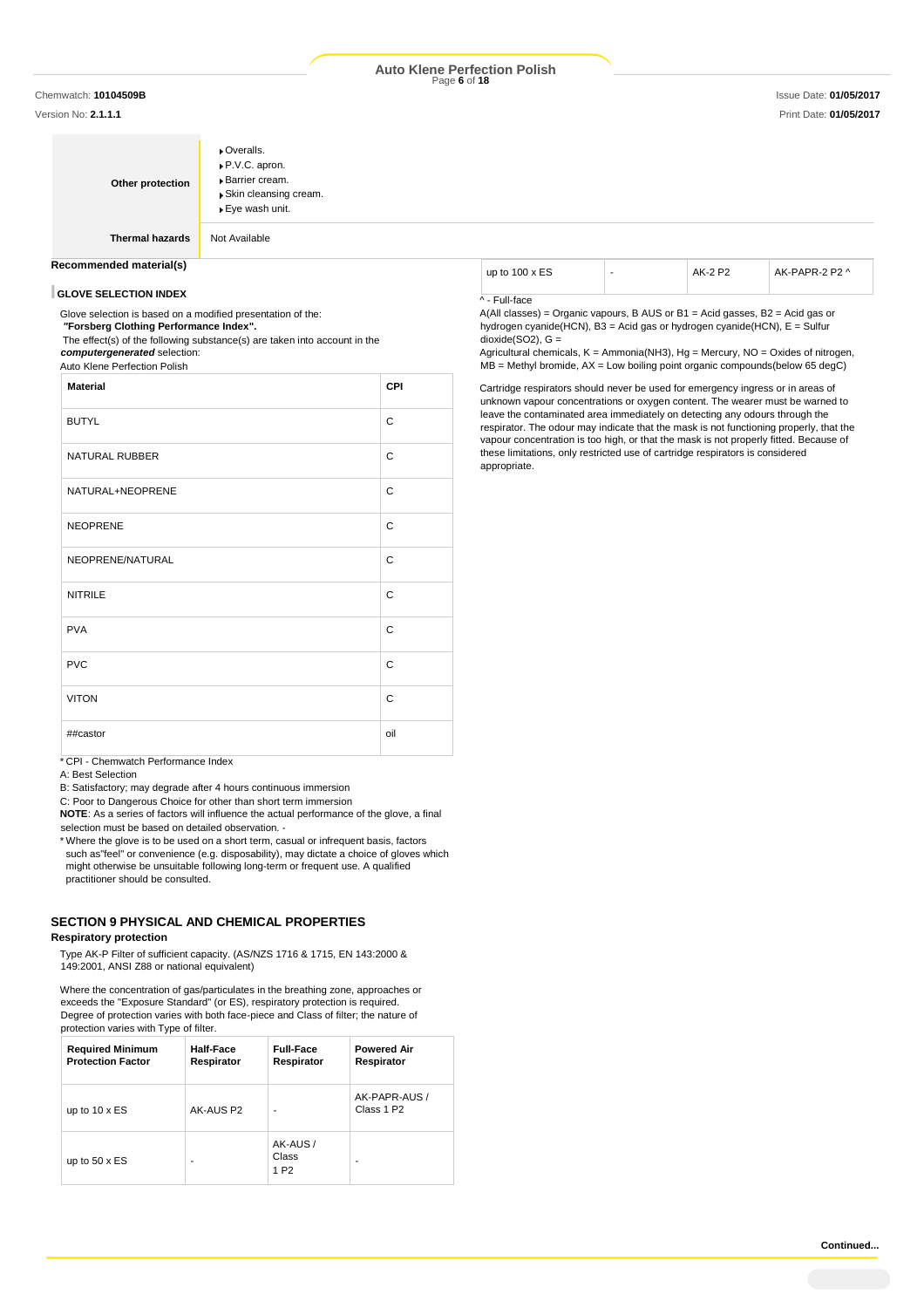| Other protection | Overalls.<br>P.V.C. apron.<br>Barrier cream.<br>Skin cleansing cream.<br>Eye wash unit. |
|---|---|
| Thermal hazards | Not Available |

**Recommended material(s)**

**GLOVE SELECTION INDEX**

Glove selection is based on a modified presentation of the:
***"Forsberg Clothing Performance Index".***
The effect(s) of the following substance(s) are taken into account in the ***computergenerated*** selection:
Auto Klene Perfection Polish

| Material | CPI |
|---|---|
| BUTYL | C |
| NATURAL RUBBER | C |
| NATURAL+NEOPRENE | C |
| NEOPRENE | C |
| NEOPRENE/NATURAL | C |
| NITRILE | C |
| PVA | C |
| PVC | C |
| VITON | C |
| ##castor | oil |

* CPI - Chemwatch Performance Index
A: Best Selection
B: Satisfactory; may degrade after 4 hours continuous immersion
C: Poor to Dangerous Choice for other than short term immersion
**NOTE**: As a series of factors will influence the actual performance of the glove, a final selection must be based on detailed observation. -
* Where the glove is to be used on a short term, casual or infrequent basis, factors such as"feel" or convenience (e.g. disposability), may dictate a choice of gloves which might otherwise be unsuitable following long-term or frequent use. A qualified practitioner should be consulted.

## SECTION 9 PHYSICAL AND CHEMICAL PROPERTIES

**Respiratory protection**

Type AK-P Filter of sufficient capacity. (AS/NZS 1716 & 1715, EN 143:2000 & 149:2001, ANSI Z88 or national equivalent)

Where the concentration of gas/particulates in the breathing zone, approaches or exceeds the "Exposure Standard" (or ES), respiratory protection is required.
Degree of protection varies with both face-piece and Class of filter; the nature of protection varies with Type of filter.

| Required Minimum Protection Factor | Half-Face Respirator | Full-Face Respirator | Powered Air Respirator |
|---|---|---|---|
| up to 10 x ES | AK-AUS P2 | - | AK-PAPR-AUS / Class 1 P2 |
| up to 50 x ES | - | AK-AUS / Class 1 P2 | - |
| up to 100 x ES | - | AK-2 P2 | AK-PAPR-2 P2 ^ |

^ - Full-face

A(All classes) = Organic vapours, B AUS or B1 = Acid gasses, B2 = Acid gas or hydrogen cyanide(HCN), B3 = Acid gas or hydrogen cyanide(HCN), E = Sulfur dioxide($SO_2$), G =
Agricultural chemicals, K = Ammonia($NH_3$), Hg = Mercury, NO = Oxides of nitrogen, MB = Methyl bromide, AX = Low boiling point organic compounds(below 65 degC)

Cartridge respirators should never be used for emergency ingress or in areas of unknown vapour concentrations or oxygen content. The wearer must be warned to leave the contaminated area immediately on detecting any odours through the respirator. The odour may indicate that the mask is not functioning properly, that the vapour concentration is too high, or that the mask is not properly fitted. Because of these limitations, only restricted use of cartridge respirators is considered appropriate.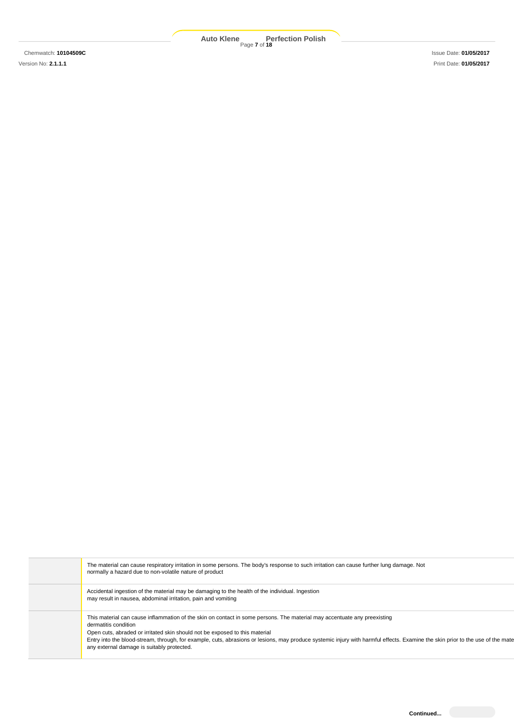| | |
|---|---|
| | The material can cause respiratory irritation in some persons. The body's response to such irritation can cause further lung damage. Not normally a hazard due to non-volatile nature of product |
| | Accidental ingestion of the material may be damaging to the health of the individual. Ingestion may result in nausea, abdominal irritation, pain and vomiting |
| | This material can cause inflammation of the skin on contact in some persons. The material may accentuate any preexisting dermatitis condition<br>Open cuts, abraded or irritated skin should not be exposed to this material<br>Entry into the blood-stream, through, for example, cuts, abrasions or lesions, may produce systemic injury with harmful effects. Examine the skin prior to the use of the mate any external damage is suitably protected. |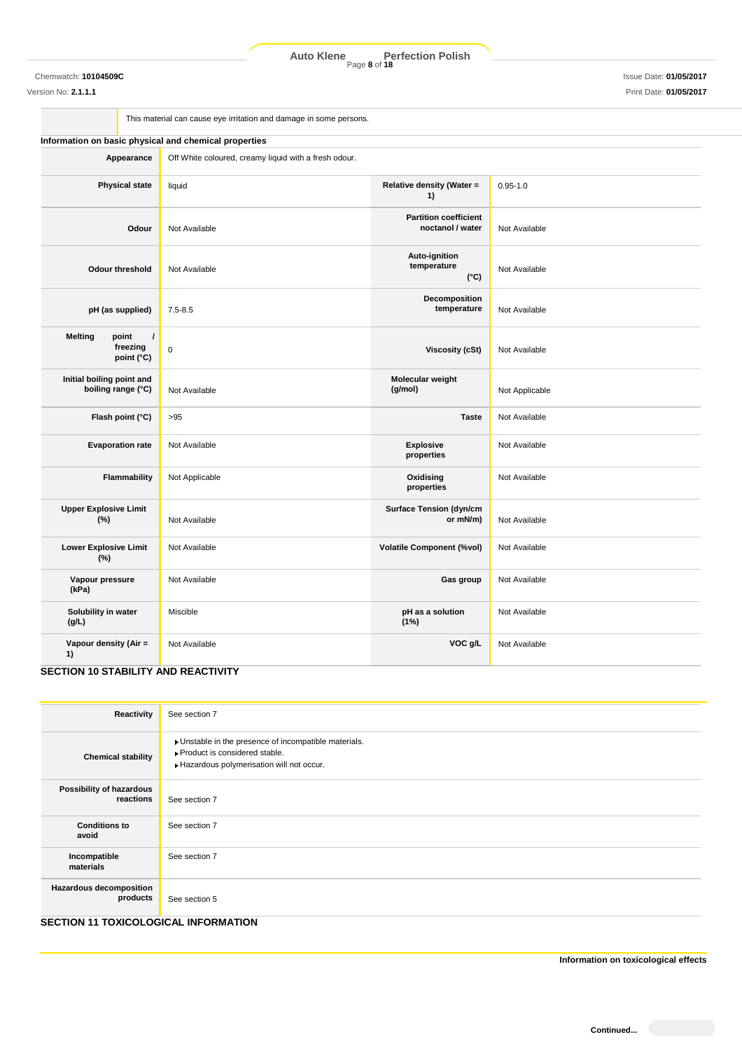| | This material can cause eye irritation and damage in some persons. |
|---|---|

### Information on basic physical and chemical properties

| | | | |
|---|---|---|---|
| **Appearance** | Off White coloured, creamy liquid with a fresh odour. | | |
| **Physical state** | liquid | **Relative density (Water = 1)** | 0.95-1.0 |
| **Odour** | Not Available | **Partition coefficient noctanol / water** | Not Available |
| **Odour threshold** | Not Available | **Auto-ignition temperature (°C)** | Not Available |
| **pH (as supplied)** | 7.5-8.5 | **Decomposition temperature** | Not Available |
| **Melting point / freezing point (°C)** | 0 | **Viscosity (cSt)** | Not Available |
| **Initial boiling point and boiling range (°C)** | Not Available | **Molecular weight (g/mol)** | Not Applicable |
| **Flash point (°C)** | >95 | **Taste** | Not Available |
| **Evaporation rate** | Not Available | **Explosive properties** | Not Available |
| **Flammability** | Not Applicable | **Oxidising properties** | Not Available |
| **Upper Explosive Limit (%)** | Not Available | **Surface Tension (dyn/cm or mN/m)** | Not Available |
| **Lower Explosive Limit (%)** | Not Available | **Volatile Component (%vol)** | Not Available |
| **Vapour pressure (kPa)** | Not Available | **Gas group** | Not Available |
| **Solubility in water (g/L)** | Miscible | **pH as a solution (1%)** | Not Available |
| **Vapour density (Air = 1)** | Not Available | **VOC g/L** | Not Available |

## SECTION 10 STABILITY AND REACTIVITY

| | |
|---|---|
| **Reactivity** | See section 7 |
| **Chemical stability** | ▸Unstable in the presence of incompatible materials.<br>▸Product is considered stable.<br>▸Hazardous polymerisation will not occur. |
| **Possibility of hazardous reactions** | See section 7 |
| **Conditions to avoid** | See section 7 |
| **Incompatible materials** | See section 7 |
| **Hazardous decomposition products** | See section 5 |

## SECTION 11 TOXICOLOGICAL INFORMATION

**Information on toxicological effects**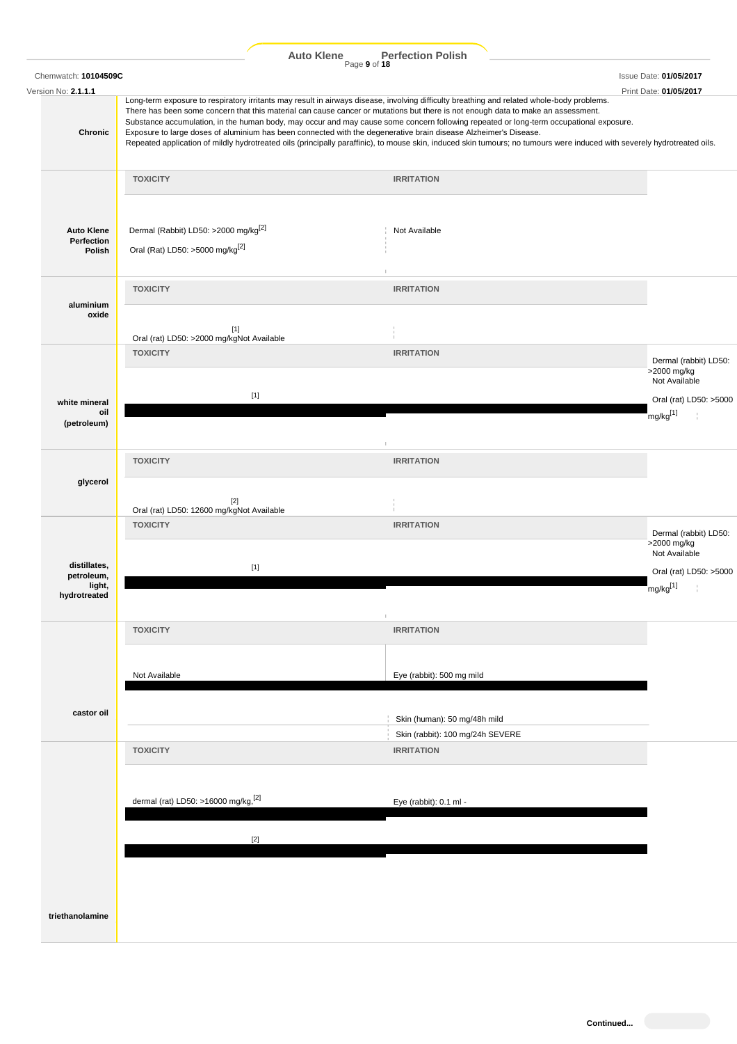| | |
|---|---|
| **Chronic** | Long-term exposure to respiratory irritants may result in airways disease, involving difficulty breathing and related whole-body problems. There has been some concern that this material can cause cancer or mutations but there is not enough data to make an assessment. Substance accumulation, in the human body, may occur and may cause some concern following repeated or long-term occupational exposure. Exposure to large doses of aluminium has been connected with the degenerative brain disease Alzheimer's Disease. Repeated application of mildly hydrotreated oils (principally paraffinic), to mouse skin, induced skin tumours; no tumours were induced with severely hydrotreated oils. |

| | TOXICITY | IRRITATION |
|---|---|---|
| **Auto Klene Perfection Polish** | Dermal (Rabbit) LD50: >2000 mg/kg[2]<br>Oral (Rat) LD50: >5000 mg/kg[2] | Not Available |
| **aluminium oxide** | Oral (rat) LD50: >2000 mg/kg[1] | Not Available |
| **white mineral oil (petroleum)** | Dermal (rabbit) LD50: >2000 mg/kg[1]<br>Oral (rat) LD50: >5000 mg/kg[1] | Not Available |
| **glycerol** | Oral (rat) LD50: 12600 mg/kg[2] | Not Available |
| **distillates, petroleum, light, hydrotreated** | Dermal (rabbit) LD50: >2000 mg/kg[1]<br>Oral (rat) LD50: >5000 mg/kg[1] | Not Available |
| **castor oil** | Not Available | Eye (rabbit): 500 mg mild<br>Skin (human): 50 mg/48h mild<br>Skin (rabbit): 100 mg/24h SEVERE |
| **triethanolamine** | dermal (rat) LD50: >16000 mg/kg,[2]<br>[2] | Eye (rabbit): 0.1 ml - |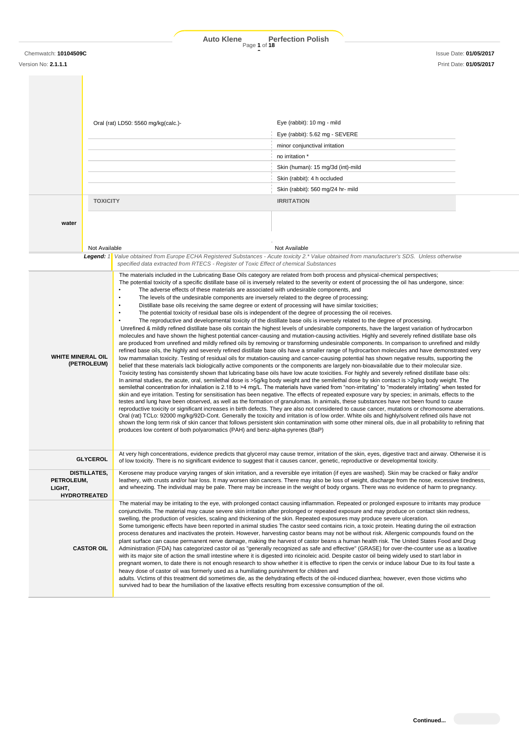| | TOXICITY | IRRITATION |
|---|---|---|
| | Oral (rat) LD50: 5560 mg/kg(calc.)- | Eye (rabbit): 10 mg - mild |
| | | Eye (rabbit): 5.62 mg - SEVERE |
| | | minor conjunctival irritation |
| | | no irritation * |
| | | Skin (human): 15 mg/3d (int)-mild |
| | | Skin (rabbit): 4 h occluded |
| | | Skin (rabbit): 560 mg/24 hr- mild |
| water | TOXICITY | IRRITATION |
| | Not Available | Not Available |

**Legend:** 1 *Value obtained from Europe ECHA Registered Substances - Acute toxicity 2.* Value obtained from manufacturer's SDS. Unless otherwise specified data extracted from RTECS - Register of Toxic Effect of chemical Substances*

| | |
|---|---|
| **WHITE MINERAL OIL (PETROLEUM)** | The materials included in the Lubricating Base Oils category are related from both process and physical-chemical perspectives; The potential toxicity of a specific distillate base oil is inversely related to the severity or extent of processing the oil has undergone, since: • The adverse effects of these materials are associated with undesirable components, and • The levels of the undesirable components are inversely related to the degree of processing; • Distillate base oils receiving the same degree or extent of processing will have similar toxicities; • The potential toxicity of residual base oils is independent of the degree of processing the oil receives. • The reproductive and developmental toxicity of the distillate base oils is inversely related to the degree of processing. Unrefined & mildly refined distillate base oils contain the highest levels of undesirable components, have the largest variation of hydrocarbon molecules and have shown the highest potential cancer-causing and mutation-causing activities. Highly and severely refined distillate base oils are produced from unrefined and mildly refined oils by removing or transforming undesirable components. In comparison to unrefined and mildly refined base oils, the highly and severely refined distillate base oils have a smaller range of hydrocarbon molecules and have demonstrated very low mammalian toxicity. Testing of residual oils for mutation-causing and cancer-causing potential has shown negative results, supporting the belief that these materials lack biologically active components or the components are largely non-bioavailable due to their molecular size. Toxicity testing has consistently shown that lubricating base oils have low acute toxicities. For highly and severely refined distillate base oils: In animal studies, the acute, oral, semilethal dose is >5g/kg body weight and the semilethal dose by skin contact is >2g/kg body weight. The semilethal concentration for inhalation is 2.18 to >4 mg/L. The materials have varied from "non-irritating" to "moderately irritating" when tested for skin and eye irritation. Testing for sensitisation has been negative. The effects of repeated exposure vary by species; in animals, effects to the testes and lung have been observed, as well as the formation of granulomas. In animals, these substances have not been found to cause reproductive toxicity or significant increases in birth defects. They are also not considered to cause cancer, mutations or chromosome aberrations. Oral (rat) TCLo: 92000 mg/kg/92D-Cont. Generally the toxicity and irritation is of low order. White oils and highly/solvent refined oils have not shown the long term risk of skin cancer that follows persistent skin contamination with some other mineral oils, due in all probability to refining that produces low content of both polyaromatics (PAH) and benz-alpha-pyrenes (BaP) |
| **GLYCEROL** | At very high concentrations, evidence predicts that glycerol may cause tremor, irritation of the skin, eyes, digestive tract and airway. Otherwise it is of low toxicity. There is no significant evidence to suggest that it causes cancer, genetic, reproductive or developmental toxicity. |
| **DISTILLATES, PETROLEUM, LIGHT, HYDROTREATED** | Kerosene may produce varying ranges of skin irritation, and a reversible eye irritation (if eyes are washed). Skin may be cracked or flaky and/or leathery, with crusts and/or hair loss. It may worsen skin cancers. There may also be loss of weight, discharge from the nose, excessive tiredness, and wheezing. The individual may be pale. There may be increase in the weight of body organs. There was no evidence of harm to pregnancy. |
| **CASTOR OIL** | The material may be irritating to the eye, with prolonged contact causing inflammation. Repeated or prolonged exposure to irritants may produce conjunctivitis. The material may cause severe skin irritation after prolonged or repeated exposure and may produce on contact skin redness, swelling, the production of vesicles, scaling and thickening of the skin. Repeated exposures may produce severe ulceration. Some tumorigenic effects have been reported in animal studies The castor seed contains ricin, a toxic protein. Heating during the oil extraction process denatures and inactivates the protein. However, harvesting castor beans may not be without risk. Allergenic compounds found on the plant surface can cause permanent nerve damage, making the harvest of castor beans a human health risk. The United States Food and Drug Administration (FDA) has categorized castor oil as "generally recognized as safe and effective" (GRASE) for over-the-counter use as a laxative with its major site of action the small intestine where it is digested into ricinoleic acid. Despite castor oil being widely used to start labor in pregnant women, to date there is not enough research to show whether it is effective to ripen the cervix or induce labour Due to its foul taste a heavy dose of castor oil was formerly used as a humiliating punishment for children and adults. Victims of this treatment did sometimes die, as the dehydrating effects of the oil-induced diarrhea; however, even those victims who survived had to bear the humiliation of the laxative effects resulting from excessive consumption of the oil. |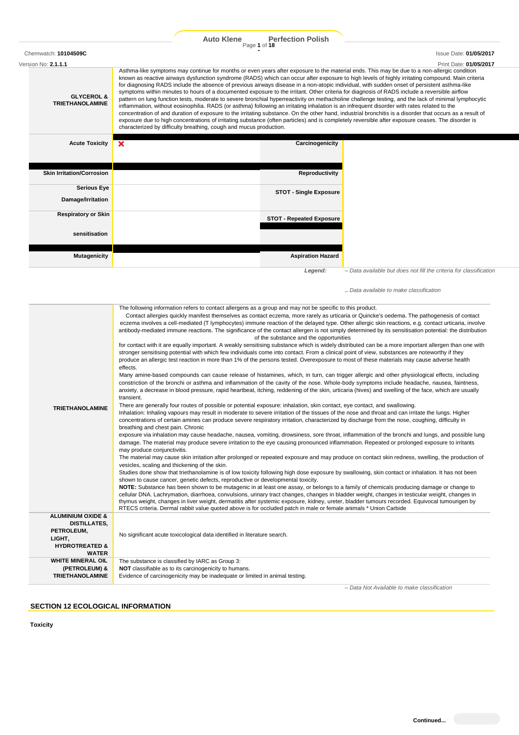| | |
|---|---|
| **GLYCEROL & TRIETHANOLAMINE** | Asthma-like symptoms may continue for months or even years after exposure to the material ends. This may be due to a non-allergic condition known as reactive airways dysfunction syndrome (RADS) which can occur after exposure to high levels of highly irritating compound. Main criteria for diagnosing RADS include the absence of previous airways disease in a non-atopic individual, with sudden onset of persistent asthma-like symptoms within minutes to hours of a documented exposure to the irritant. Other criteria for diagnosis of RADS include a reversible airflow pattern on lung function tests, moderate to severe bronchial hyperreactivity on methacholine challenge testing, and the lack of minimal lymphocytic inflammation, without eosinophilia. RADS (or asthma) following an irritating inhalation is an infrequent disorder with rates related to the concentration of and duration of exposure to the irritating substance. On the other hand, industrial bronchitis is a disorder that occurs as a result of exposure due to high concentrations of irritating substance (often particles) and is completely reversible after exposure ceases. The disorder is characterized by difficulty breathing, cough and mucus production. |

| | | | |
|---|---|---|---|
| **Acute Toxicity** | ✘ | **Carcinogenicity** | |
| **Skin Irritation/Corrosion** | | **Reproductivity** | |
| **Serious Eye Damage/Irritation** | | **STOT - Single Exposure** | |
| **Respiratory or Skin sensitisation** | | **STOT - Repeated Exposure** | |
| **Mutagenicity** | | **Aspiration Hazard** | |

***Legend:*** *– Data available but does not fill the criteria for classification*

*– Data available to make classification*

| | |
|---|---|
| **TRIETHANOLAMINE** | The following information refers to contact allergens as a group and may not be specific to this product.<br>Contact allergies quickly manifest themselves as contact eczema, more rarely as urticaria or Quincke's oedema. The pathogenesis of contact eczema involves a cell-mediated (T lymphocytes) immune reaction of the delayed type. Other allergic skin reactions, e.g. contact urticaria, involve antibody-mediated immune reactions. The significance of the contact allergen is not simply determined by its sensitisation potential: the distribution of the substance and the opportunities for contact with it are equally important. A weakly sensitising substance which is widely distributed can be a more important allergen than one with stronger sensitising potential with which few individuals come into contact. From a clinical point of view, substances are noteworthy if they produce an allergic test reaction in more than 1% of the persons tested. Overexposure to most of these materials may cause adverse health effects.<br>Many amine-based compounds can cause release of histamines, which, in turn, can trigger allergic and other physiological effects, including constriction of the bronchi or asthma and inflammation of the cavity of the nose. Whole-body symptoms include headache, nausea, faintness, anxiety, a decrease in blood pressure, rapid heartbeat, itching, reddening of the skin, urticaria (hives) and swelling of the face, which are usually transient.<br>There are generally four routes of possible or potential exposure: inhalation, skin contact, eye contact, and swallowing.<br>Inhalation: Inhaling vapours may result in moderate to severe irritation of the tissues of the nose and throat and can irritate the lungs. Higher concentrations of certain amines can produce severe respiratory irritation, characterized by discharge from the nose, coughing, difficulty in breathing and chest pain. Chronic exposure via inhalation may cause headache, nausea, vomiting, drowsiness, sore throat, inflammation of the bronchi and lungs, and possible lung damage. The material may produce severe irritation to the eye causing pronounced inflammation. Repeated or prolonged exposure to irritants may produce conjunctivitis.<br>The material may cause skin irritation after prolonged or repeated exposure and may produce on contact skin redness, swelling, the production of vesicles, scaling and thickening of the skin.<br>Studies done show that triethanolamine is of low toxicity following high dose exposure by swallowing, skin contact or inhalation. It has not been shown to cause cancer, genetic defects, reproductive or developmental toxicity.<br>**NOTE:** Substance has been shown to be mutagenic in at least one assay, or belongs to a family of chemicals producing damage or change to cellular DNA. Lachrymation, diarrhoea, convulsions, urinary tract changes, changes in bladder weight, changes in testicular weight, changes in thymus weight, changes in liver weight, dermatitis after systemic exposure, kidney, ureter, bladder tumours recorded. Equivocal tumourigen by RTECS criteria. Dermal rabbit value quoted above is for occluded patch in male or female animals * Union Carbide |
| **ALUMINIUM OXIDE & DISTILLATES, PETROLEUM, LIGHT, HYDROTREATED & WATER** | No significant acute toxicological data identified in literature search. |
| **WHITE MINERAL OIL (PETROLEUM) & TRIETHANOLAMINE** | The substance is classified by IARC as Group 3:<br>**NOT** classifiable as to its carcinogenicity to humans.<br>Evidence of carcinogenicity may be inadequate or limited in animal testing. |

*– Data Not Available to make classification*

## SECTION 12 ECOLOGICAL INFORMATION

**Toxicity**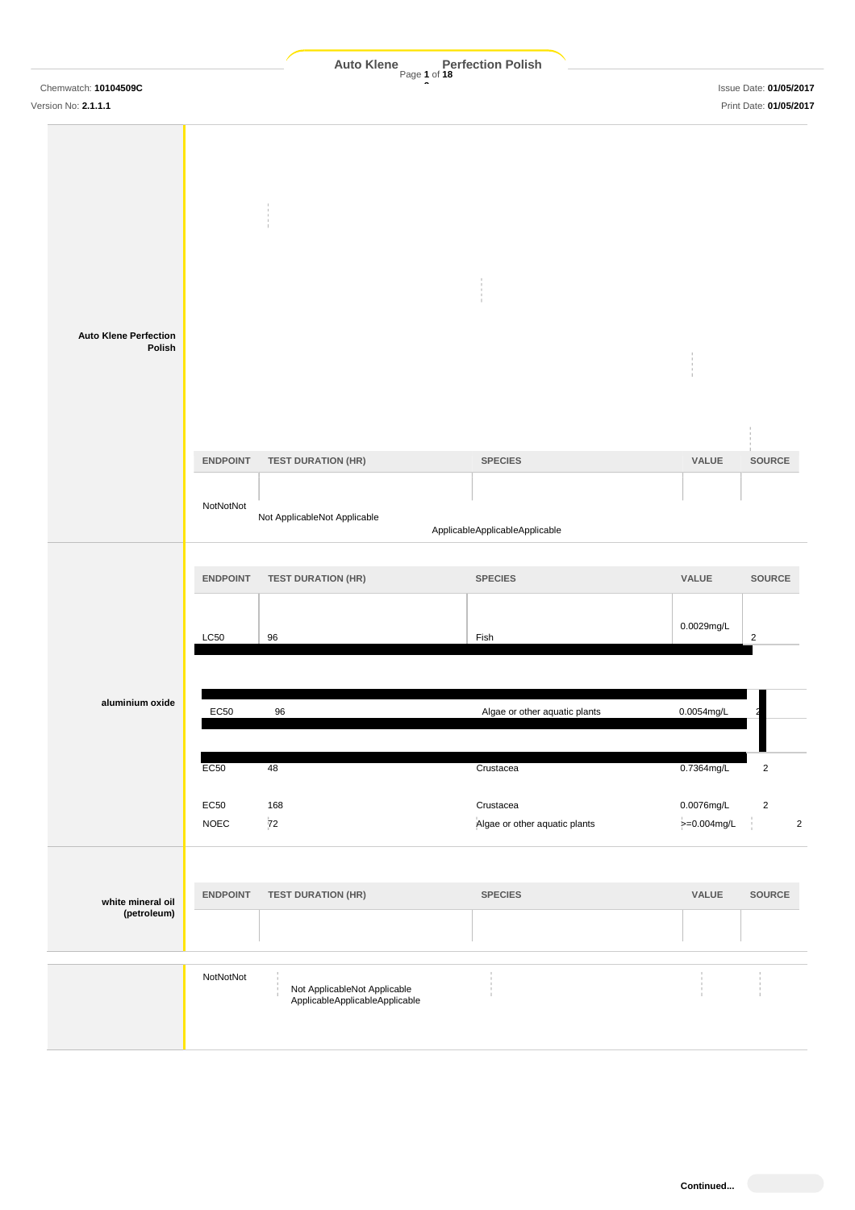**Auto Klene Perfection Polish**

| ENDPOINT | TEST DURATION (HR) | SPECIES | VALUE | SOURCE |
|---|---|---|---|---|
| NotNotNot | Not ApplicableNot Applicable | ApplicableApplicableApplicable | | |

**aluminium oxide**

| ENDPOINT | TEST DURATION (HR) | SPECIES | VALUE | SOURCE |
|---|---|---|---|---|
| LC50 | 96 | Fish | 0.0029mg/L | 2 |
| EC50 | 96 | Algae or other aquatic plants | 0.0054mg/L | 2 |
| EC50 | 48 | Crustacea | 0.7364mg/L | 2 |
| EC50 | 168 | Crustacea | 0.0076mg/L | 2 |
| NOEC | 72 | Algae or other aquatic plants | >=0.004mg/L | 2 |

**white mineral oil (petroleum)**

| ENDPOINT | TEST DURATION (HR) | SPECIES | VALUE | SOURCE |
|---|---|---|---|---|
| NotNotNot | Not ApplicableNot Applicable ApplicableApplicableApplicable | | | |

Continued...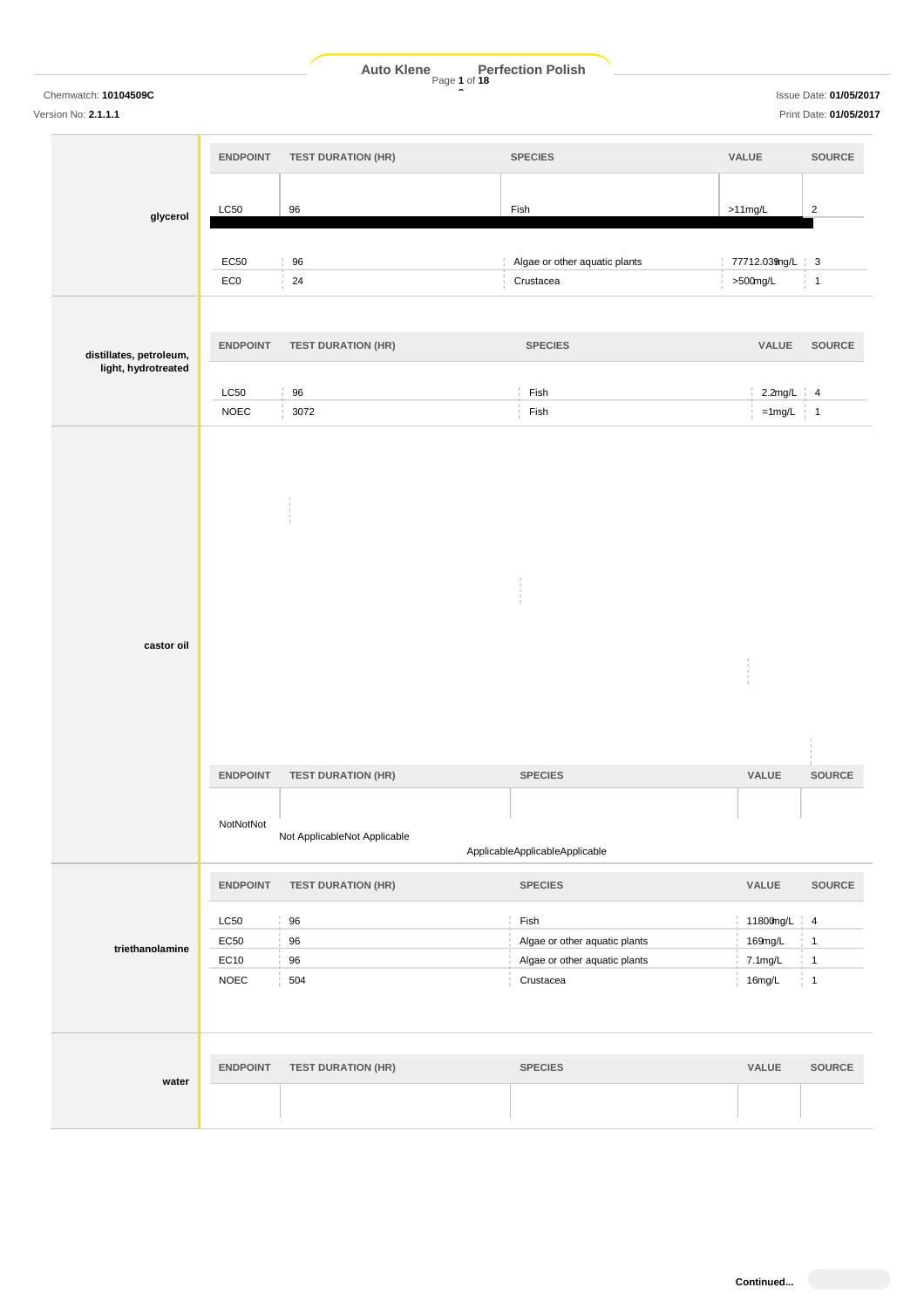| | ENDPOINT | TEST DURATION (HR) | SPECIES | VALUE | SOURCE |
|---|---|---|---|---|---|
| **glycerol** | LC50 | 96 | Fish | >11mg/L | 2 |
| | EC50 | 96 | Algae or other aquatic plants | 77712.039mg/L | 3 |
| | EC0 | 24 | Crustacea | >500mg/L | 1 |

| | ENDPOINT | TEST DURATION (HR) | SPECIES | VALUE | SOURCE |
|---|---|---|---|---|---|
| **distillates, petroleum, light, hydrotreated** | LC50 | 96 | Fish | 2.2mg/L | 4 |
| | NOEC | 3072 | Fish | =1mg/L | 1 |

| | ENDPOINT | TEST DURATION (HR) | SPECIES | VALUE | SOURCE |
|---|---|---|---|---|---|
| **castor oil** | NotNotNot | Not ApplicableNot Applicable | ApplicableApplicableApplicable | | |

| | ENDPOINT | TEST DURATION (HR) | SPECIES | VALUE | SOURCE |
|---|---|---|---|---|---|
| **triethanolamine** | LC50 | 96 | Fish | 11800mg/L | 4 |
| | EC50 | 96 | Algae or other aquatic plants | 169mg/L | 1 |
| | EC10 | 96 | Algae or other aquatic plants | 7.1mg/L | 1 |
| | NOEC | 504 | Crustacea | 16mg/L | 1 |

| | ENDPOINT | TEST DURATION (HR) | SPECIES | VALUE | SOURCE |
|---|---|---|---|---|---|
| **water** | | | | | |

Continued...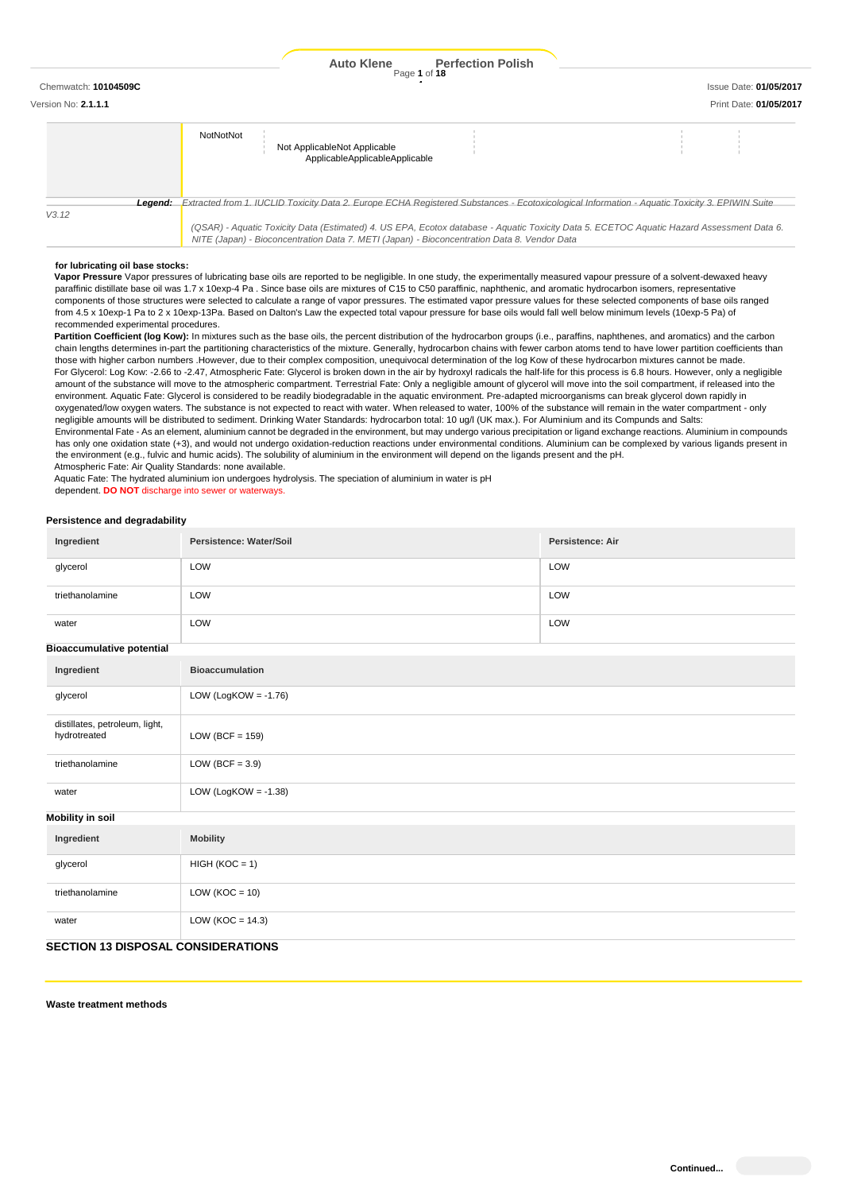| | NotNotNot | Not Applicable Not Applicable ApplicableApplicableApplicable | | | |
|---|---|---|---|---|---|

**Legend:** *Extracted from 1. IUCLID Toxicity Data 2. Europe ECHA Registered Substances - Ecotoxicological Information - Aquatic Toxicity 3. EPIWIN Suite V3.12 (QSAR) - Aquatic Toxicity Data (Estimated) 4. US EPA, Ecotox database - Aquatic Toxicity Data 5. ECETOC Aquatic Hazard Assessment Data 6. NITE (Japan) - Bioconcentration Data 7. METI (Japan) - Bioconcentration Data 8. Vendor Data*

**for lubricating oil base stocks:**

**Vapor Pressure** Vapor pressures of lubricating base oils are reported to be negligible. In one study, the experimentally measured vapour pressure of a solvent-dewaxed heavy paraffinic distillate base oil was 1.7 x 10exp-4 Pa . Since base oils are mixtures of C15 to C50 paraffinic, naphthenic, and aromatic hydrocarbon isomers, representative components of those structures were selected to calculate a range of vapor pressures. The estimated vapor pressure values for these selected components of base oils ranged from 4.5 x 10exp-1 Pa to 2 x 10exp-13Pa. Based on Dalton's Law the expected total vapour pressure for base oils would fall well below minimum levels (10exp-5 Pa) of recommended experimental procedures.

**Partition Coefficient (log Kow):** In mixtures such as the base oils, the percent distribution of the hydrocarbon groups (i.e., paraffins, naphthenes, and aromatics) and the carbon chain lengths determines in-part the partitioning characteristics of the mixture. Generally, hydrocarbon chains with fewer carbon atoms tend to have lower partition coefficients than those with higher carbon numbers .However, due to their complex composition, unequivocal determination of the log Kow of these hydrocarbon mixtures cannot be made.

For Glycerol: Log Kow: -2.66 to -2.47, Atmospheric Fate: Glycerol is broken down in the air by hydroxyl radicals the half-life for this process is 6.8 hours. However, only a negligible amount of the substance will move to the atmospheric compartment. Terrestrial Fate: Only a negligible amount of glycerol will move into the soil compartment, if released into the environment. Aquatic Fate: Glycerol is considered to be readily biodegradable in the aquatic environment. Pre-adapted microorganisms can break glycerol down rapidly in oxygenated/low oxygen waters. The substance is not expected to react with water. When released to water, 100% of the substance will remain in the water compartment - only negligible amounts will be distributed to sediment. Drinking Water Standards: hydrocarbon total: 10 ug/l (UK max.). For Aluminium and its Compunds and Salts:

Environmental Fate - As an element, aluminium cannot be degraded in the environment, but may undergo various precipitation or ligand exchange reactions. Aluminium in compounds has only one oxidation state (+3), and would not undergo oxidation-reduction reactions under environmental conditions. Aluminium can be complexed by various ligands present in the environment (e.g., fulvic and humic acids). The solubility of aluminium in the environment will depend on the ligands present and the pH.

Atmospheric Fate: Air Quality Standards: none available.

Aquatic Fate: The hydrated aluminium ion undergoes hydrolysis. The speciation of aluminium in water is pH dependent. **DO NOT** discharge into sewer or waterways.

### Persistence and degradability

| Ingredient | Persistence: Water/Soil | Persistence: Air |
|---|---|---|
| glycerol | LOW | LOW |
| triethanolamine | LOW | LOW |
| water | LOW | LOW |

### Bioaccumulative potential

| Ingredient | Bioaccumulation |
|---|---|
| glycerol | LOW (LogKOW = -1.76) |
| distillates, petroleum, light, hydrotreated | LOW (BCF = 159) |
| triethanolamine | LOW (BCF = 3.9) |
| water | LOW (LogKOW = -1.38) |

### Mobility in soil

| Ingredient | Mobility |
|---|---|
| glycerol | HIGH (KOC = 1) |
| triethanolamine | LOW (KOC = 10) |
| water | LOW (KOC = 14.3) |

## SECTION 13 DISPOSAL CONSIDERATIONS

### Waste treatment methods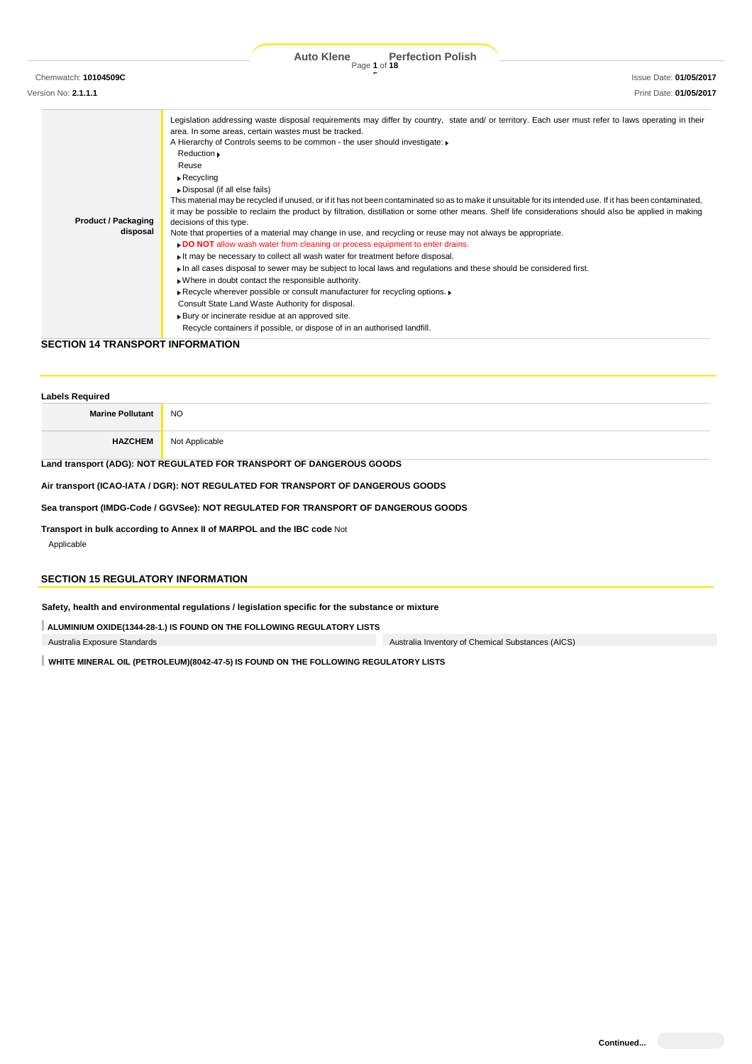| | |
|---|---|
| **Product / Packaging disposal** | Legislation addressing waste disposal requirements may differ by country, state and/ or territory. Each user must refer to laws operating in their area. In some areas, certain wastes must be tracked.<br>A Hierarchy of Controls seems to be common - the user should investigate:<br>Reduction<br>Reuse<br>Recycling<br>Disposal (if all else fails)<br>This material may be recycled if unused, or if it has not been contaminated so as to make it unsuitable for its intended use. If it has been contaminated, it may be possible to reclaim the product by filtration, distillation or some other means. Shelf life considerations should also be applied in making decisions of this type.<br>Note that properties of a material may change in use, and recycling or reuse may not always be appropriate.<br>**DO NOT** allow wash water from cleaning or process equipment to enter drains.<br>It may be necessary to collect all wash water for treatment before disposal.<br>In all cases disposal to sewer may be subject to local laws and regulations and these should be considered first.<br>Where in doubt contact the responsible authority.<br>Recycle wherever possible or consult manufacturer for recycling options.<br>Consult State Land Waste Authority for disposal.<br>Bury or incinerate residue at an approved site.<br>Recycle containers if possible, or dispose of in an authorised landfill. |

## SECTION 14 TRANSPORT INFORMATION

**Labels Required**

| | |
|---|---|
| **Marine Pollutant** | NO |
| **HAZCHEM** | Not Applicable |

**Land transport (ADG): NOT REGULATED FOR TRANSPORT OF DANGEROUS GOODS**

**Air transport (ICAO-IATA / DGR): NOT REGULATED FOR TRANSPORT OF DANGEROUS GOODS**

**Sea transport (IMDG-Code / GGVSee): NOT REGULATED FOR TRANSPORT OF DANGEROUS GOODS**

**Transport in bulk according to Annex II of MARPOL and the IBC code** Not Applicable

## SECTION 15 REGULATORY INFORMATION

**Safety, health and environmental regulations / legislation specific for the substance or mixture**

**ALUMINIUM OXIDE(1344-28-1.) IS FOUND ON THE FOLLOWING REGULATORY LISTS**

| | |
|---|---|
| Australia Exposure Standards | Australia Inventory of Chemical Substances (AICS) |

**WHITE MINERAL OIL (PETROLEUM)(8042-47-5) IS FOUND ON THE FOLLOWING REGULATORY LISTS**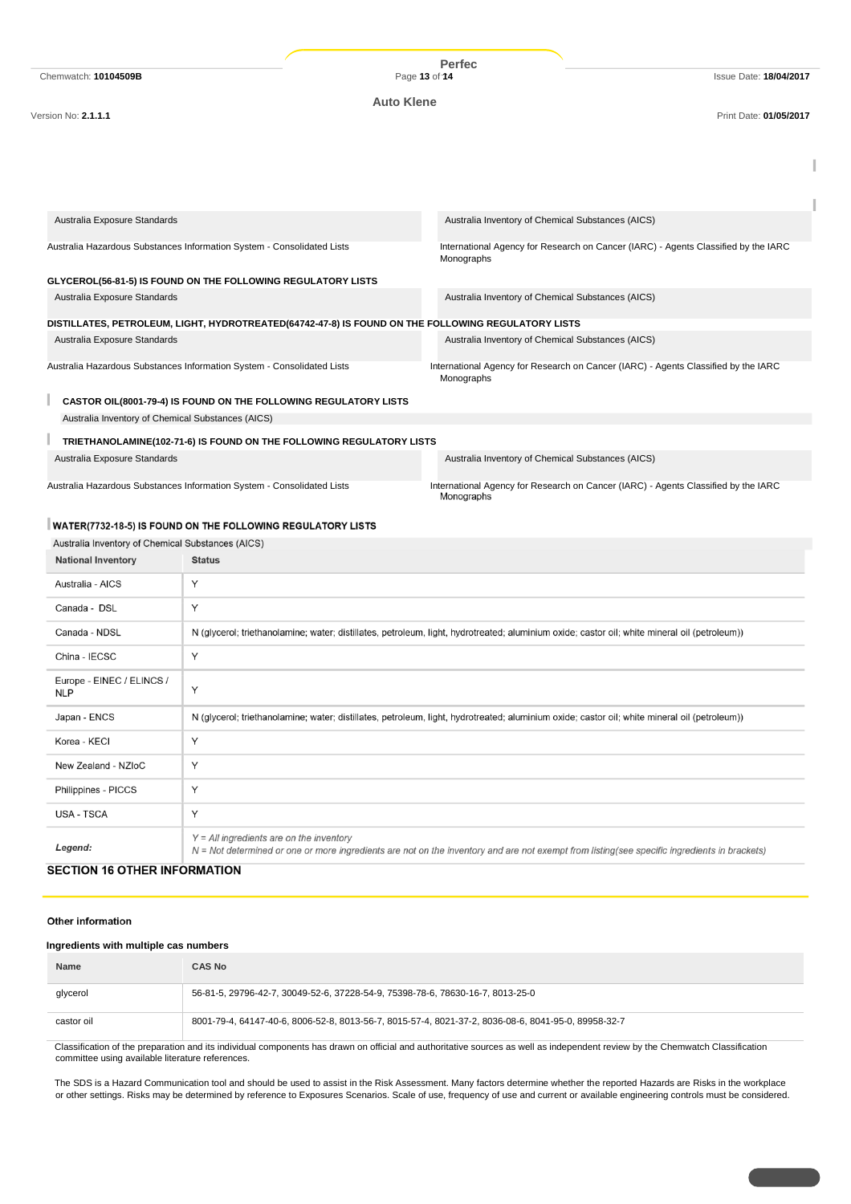| Australia Exposure Standards | Australia Inventory of Chemical Substances (AICS) |
|---|---|
| Australia Hazardous Substances Information System - Consolidated Lists | International Agency for Research on Cancer (IARC) - Agents Classified by the IARC Monographs |

**GLYCEROL(56-81-5) IS FOUND ON THE FOLLOWING REGULATORY LISTS**

| Australia Exposure Standards | Australia Inventory of Chemical Substances (AICS) |
|---|---|

**DISTILLATES, PETROLEUM, LIGHT, HYDROTREATED(64742-47-8) IS FOUND ON THE FOLLOWING REGULATORY LISTS**

| Australia Exposure Standards | Australia Inventory of Chemical Substances (AICS) |
|---|---|
| Australia Hazardous Substances Information System - Consolidated Lists | International Agency for Research on Cancer (IARC) - Agents Classified by the IARC Monographs |

**CASTOR OIL(8001-79-4) IS FOUND ON THE FOLLOWING REGULATORY LISTS**

Australia Inventory of Chemical Substances (AICS)

**TRIETHANOLAMINE(102-71-6) IS FOUND ON THE FOLLOWING REGULATORY LISTS**

| Australia Exposure Standards | Australia Inventory of Chemical Substances (AICS) |
|---|---|
| Australia Hazardous Substances Information System - Consolidated Lists | International Agency for Research on Cancer (IARC) - Agents Classified by the IARC Monographs |

**WATER(7732-18-5) IS FOUND ON THE FOLLOWING REGULATORY LISTS**

Australia Inventory of Chemical Substances (AICS)

| National Inventory | Status |
|---|---|
| Australia - AICS | Y |
| Canada - DSL | Y |
| Canada - NDSL | N (glycerol; triethanolamine; water; distillates, petroleum, light, hydrotreated; aluminium oxide; castor oil; white mineral oil (petroleum)) |
| China - IECSC | Y |
| Europe - EINEC / ELINCS / NLP | Y |
| Japan - ENCS | N (glycerol; triethanolamine; water; distillates, petroleum, light, hydrotreated; aluminium oxide; castor oil; white mineral oil (petroleum)) |
| Korea - KECI | Y |
| New Zealand - NZIoC | Y |
| Philippines - PICCS | Y |
| USA - TSCA | Y |
| *Legend:* | *Y = All ingredients are on the inventory*<br>*N = Not determined or one or more ingredients are not on the inventory and are not exempt from listing(see specific ingredients in brackets)* |

## SECTION 16 OTHER INFORMATION

### Other information

#### Ingredients with multiple cas numbers

| Name | CAS No |
|---|---|
| glycerol | 56-81-5, 29796-42-7, 30049-52-6, 37228-54-9, 75398-78-6, 78630-16-7, 8013-25-0 |
| castor oil | 8001-79-4, 64147-40-6, 8006-52-8, 8013-56-7, 8015-57-4, 8021-37-2, 8036-08-6, 8041-95-0, 89958-32-7 |

Classification of the preparation and its individual components has drawn on official and authoritative sources as well as independent review by the Chemwatch Classification committee using available literature references.

The SDS is a Hazard Communication tool and should be used to assist in the Risk Assessment. Many factors determine whether the reported Hazards are Risks in the workplace or other settings. Risks may be determined by reference to Exposures Scenarios. Scale of use, frequency of use and current or available engineering controls must be considered.